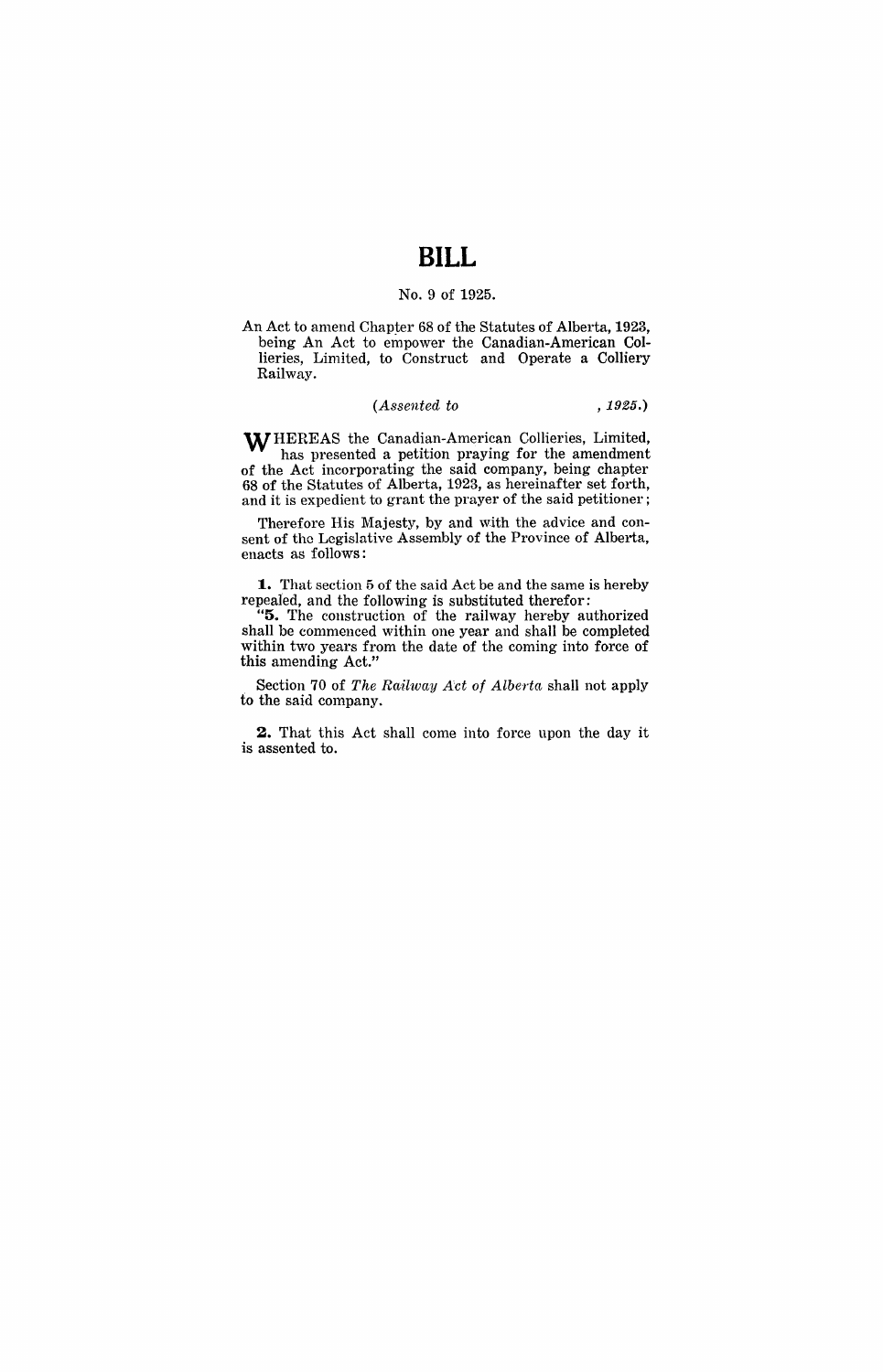# BILL

No. 9 of 1925.

An Act to amend Chapter 68 of the Statutes of Alberta, 1923, being An Act to empower the Canadian-American Collieries, Limited, to Construct and Operate a Colliery Railway.

*(Assented to , 1925.)*

WHEREAS the Canadian-American Collieries, Limited, has presented a petition praying for the amendment of the Act incorporating the said company, being chapter 68 of the Statutes of Alberta, 1923, as hereinafter set forth, and it is expedient to grant the prayer of the said petitioner;

Therefore His Majesty, by and with the advice and consent of the Legislative Assembly of the Province of Alberta, enacts as follows:

**1.** That section 5 of the said Act be and the same is hereby repealed, and the following is substituted therefor:

"**5.** The construction of the railway hereby authorized shall be commenced within one year and shall be completed within two years from the date of the coming into force of this amending Act."

Section 70 of *The Railway Act of Alberta* shall not apply to the said company.

**2.** That this Act shall come into force upon the day it is assented to.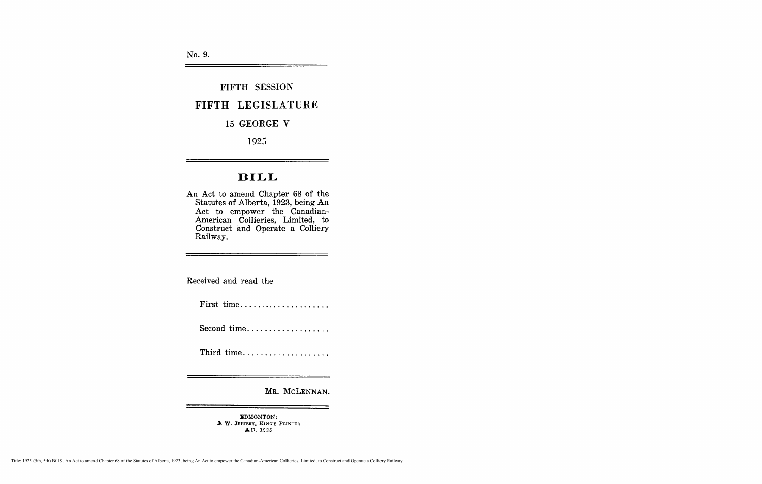No. 9.

FIFTH SESSION

FIFTH LEGISLATURE

15 GEORGE V

1925

# BILL

An Act to amend Chapter 68 of the Statutes of Alberta, 1923, being An Act to empower the Canadian-American Collieries, Limited, to Construct and Operate a Colliery Railway.

Received and read the

First time....................

Second time..................

Third time...................

MR. MCLENNAN.

EDMONTON:
J. W. JEFFERY, KING'S PRINTER
A.D. 1925

Title: 1925 (5th, 5th) Bill 9, An Act to amend Chapter 68 of the Statutes of Alberta, 1923, being An Act to empower the Canadian-American Collieries, Limited, to Construct and Operate a Colliery Railway